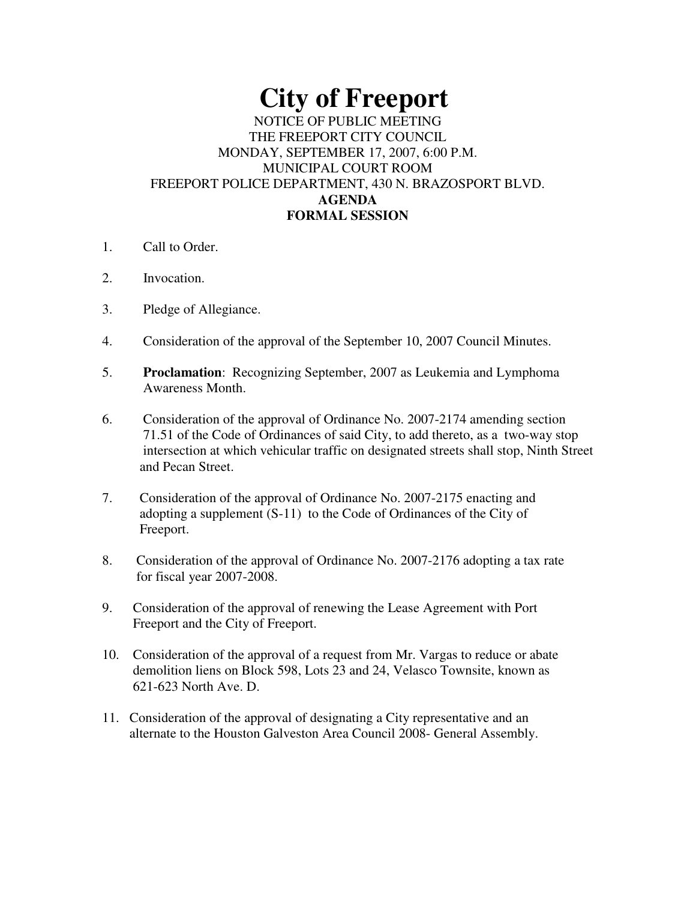# City of Freeport

NOTICE OF PUBLIC MEETING
THE FREEPORT CITY COUNCIL
MONDAY, SEPTEMBER 17, 2007, 6:00 P.M.
MUNICIPAL COURT ROOM
FREEPORT POLICE DEPARTMENT, 430 N. BRAZOSPORT BLVD.

**AGENDA**

**FORMAL SESSION**

1. Call to Order.

2. Invocation.

3. Pledge of Allegiance.

4. Consideration of the approval of the September 10, 2007 Council Minutes.

5. **Proclamation**: Recognizing September, 2007 as Leukemia and Lymphoma Awareness Month.

6. Consideration of the approval of Ordinance No. 2007-2174 amending section 71.51 of the Code of Ordinances of said City, to add thereto, as a two-way stop intersection at which vehicular traffic on designated streets shall stop, Ninth Street and Pecan Street.

7. Consideration of the approval of Ordinance No. 2007-2175 enacting and adopting a supplement (S-11) to the Code of Ordinances of the City of Freeport.

8. Consideration of the approval of Ordinance No. 2007-2176 adopting a tax rate for fiscal year 2007-2008.

9. Consideration of the approval of renewing the Lease Agreement with Port Freeport and the City of Freeport.

10. Consideration of the approval of a request from Mr. Vargas to reduce or abate demolition liens on Block 598, Lots 23 and 24, Velasco Townsite, known as 621-623 North Ave. D.

11. Consideration of the approval of designating a City representative and an alternate to the Houston Galveston Area Council 2008- General Assembly.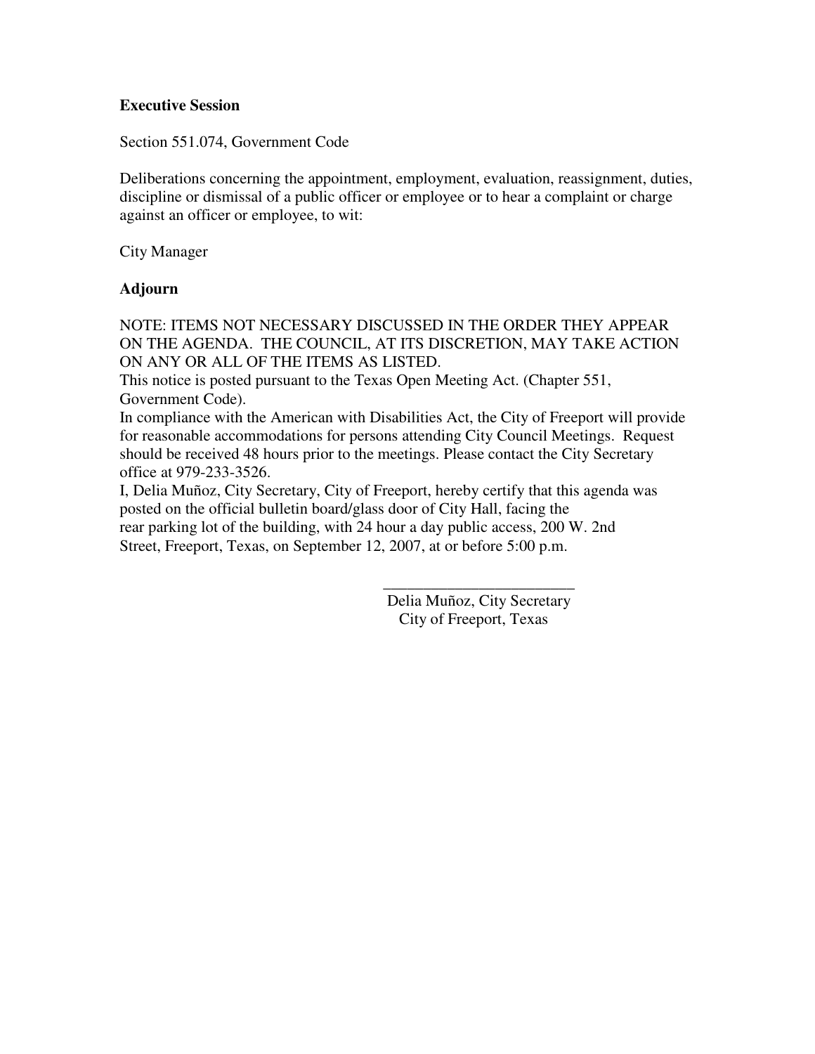**Executive Session**

Section 551.074, Government Code

Deliberations concerning the appointment, employment, evaluation, reassignment, duties, discipline or dismissal of a public officer or employee or to hear a complaint or charge against an officer or employee, to wit:

City Manager

**Adjourn**

NOTE: ITEMS NOT NECESSARY DISCUSSED IN THE ORDER THEY APPEAR ON THE AGENDA. THE COUNCIL, AT ITS DISCRETION, MAY TAKE ACTION ON ANY OR ALL OF THE ITEMS AS LISTED.
This notice is posted pursuant to the Texas Open Meeting Act. (Chapter 551, Government Code).
In compliance with the American with Disabilities Act, the City of Freeport will provide for reasonable accommodations for persons attending City Council Meetings. Request should be received 48 hours prior to the meetings. Please contact the City Secretary office at 979-233-3526.
I, Delia Muñoz, City Secretary, City of Freeport, hereby certify that this agenda was posted on the official bulletin board/glass door of City Hall, facing the rear parking lot of the building, with 24 hour a day public access, 200 W. 2nd Street, Freeport, Texas, on September 12, 2007, at or before 5:00 p.m.

\_\_\_\_\_\_\_\_\_\_\_\_\_\_\_\_\_\_\_\_\_\_\_\_\_

Delia Muñoz, City Secretary
City of Freeport, Texas